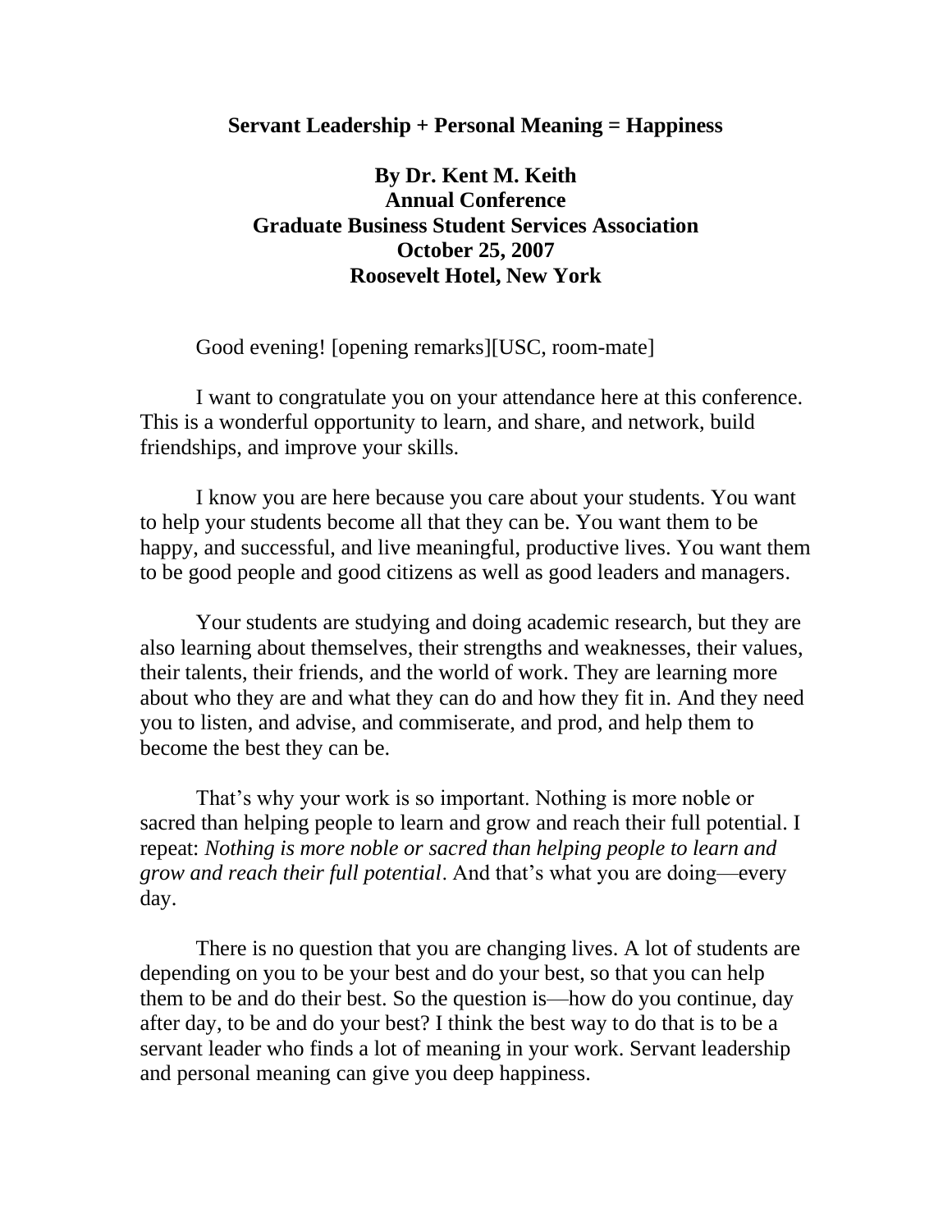# Servant Leadership + Personal Meaning = Happiness

**By Dr. Kent M. Keith**
**Annual Conference**
**Graduate Business Student Services Association**
**October 25, 2007**
**Roosevelt Hotel, New York**

Good evening! [opening remarks][USC, room-mate]

I want to congratulate you on your attendance here at this conference. This is a wonderful opportunity to learn, and share, and network, build friendships, and improve your skills.

I know you are here because you care about your students. You want to help your students become all that they can be. You want them to be happy, and successful, and live meaningful, productive lives. You want them to be good people and good citizens as well as good leaders and managers.

Your students are studying and doing academic research, but they are also learning about themselves, their strengths and weaknesses, their values, their talents, their friends, and the world of work. They are learning more about who they are and what they can do and how they fit in. And they need you to listen, and advise, and commiserate, and prod, and help them to become the best they can be.

That's why your work is so important. Nothing is more noble or sacred than helping people to learn and grow and reach their full potential. I repeat: *Nothing is more noble or sacred than helping people to learn and grow and reach their full potential*. And that's what you are doing—every day.

There is no question that you are changing lives. A lot of students are depending on you to be your best and do your best, so that you can help them to be and do their best. So the question is—how do you continue, day after day, to be and do your best? I think the best way to do that is to be a servant leader who finds a lot of meaning in your work. Servant leadership and personal meaning can give you deep happiness.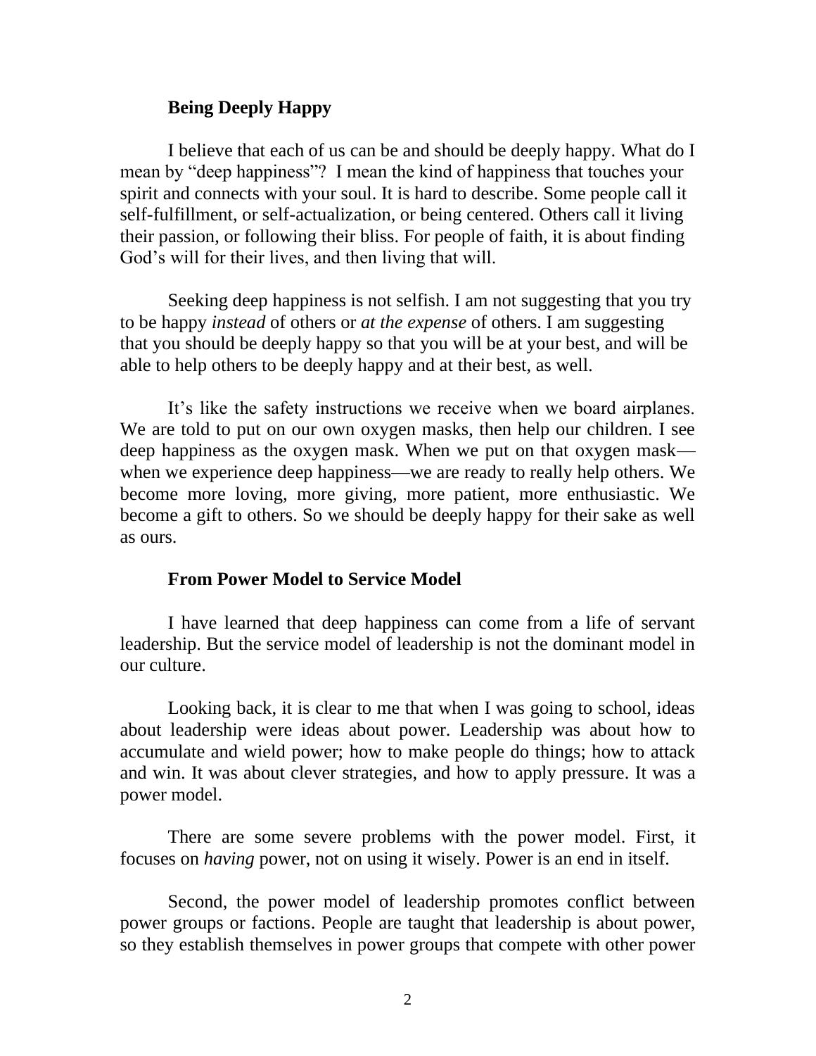## Being Deeply Happy

I believe that each of us can be and should be deeply happy. What do I mean by "deep happiness"? I mean the kind of happiness that touches your spirit and connects with your soul. It is hard to describe. Some people call it self-fulfillment, or self-actualization, or being centered. Others call it living their passion, or following their bliss. For people of faith, it is about finding God's will for their lives, and then living that will.

Seeking deep happiness is not selfish. I am not suggesting that you try to be happy *instead* of others or *at the expense* of others. I am suggesting that you should be deeply happy so that you will be at your best, and will be able to help others to be deeply happy and at their best, as well.

It's like the safety instructions we receive when we board airplanes. We are told to put on our own oxygen masks, then help our children. I see deep happiness as the oxygen mask. When we put on that oxygen mask—when we experience deep happiness—we are ready to really help others. We become more loving, more giving, more patient, more enthusiastic. We become a gift to others. So we should be deeply happy for their sake as well as ours.

## From Power Model to Service Model

I have learned that deep happiness can come from a life of servant leadership. But the service model of leadership is not the dominant model in our culture.

Looking back, it is clear to me that when I was going to school, ideas about leadership were ideas about power. Leadership was about how to accumulate and wield power; how to make people do things; how to attack and win. It was about clever strategies, and how to apply pressure. It was a power model.

There are some severe problems with the power model. First, it focuses on *having* power, not on using it wisely. Power is an end in itself.

Second, the power model of leadership promotes conflict between power groups or factions. People are taught that leadership is about power, so they establish themselves in power groups that compete with other power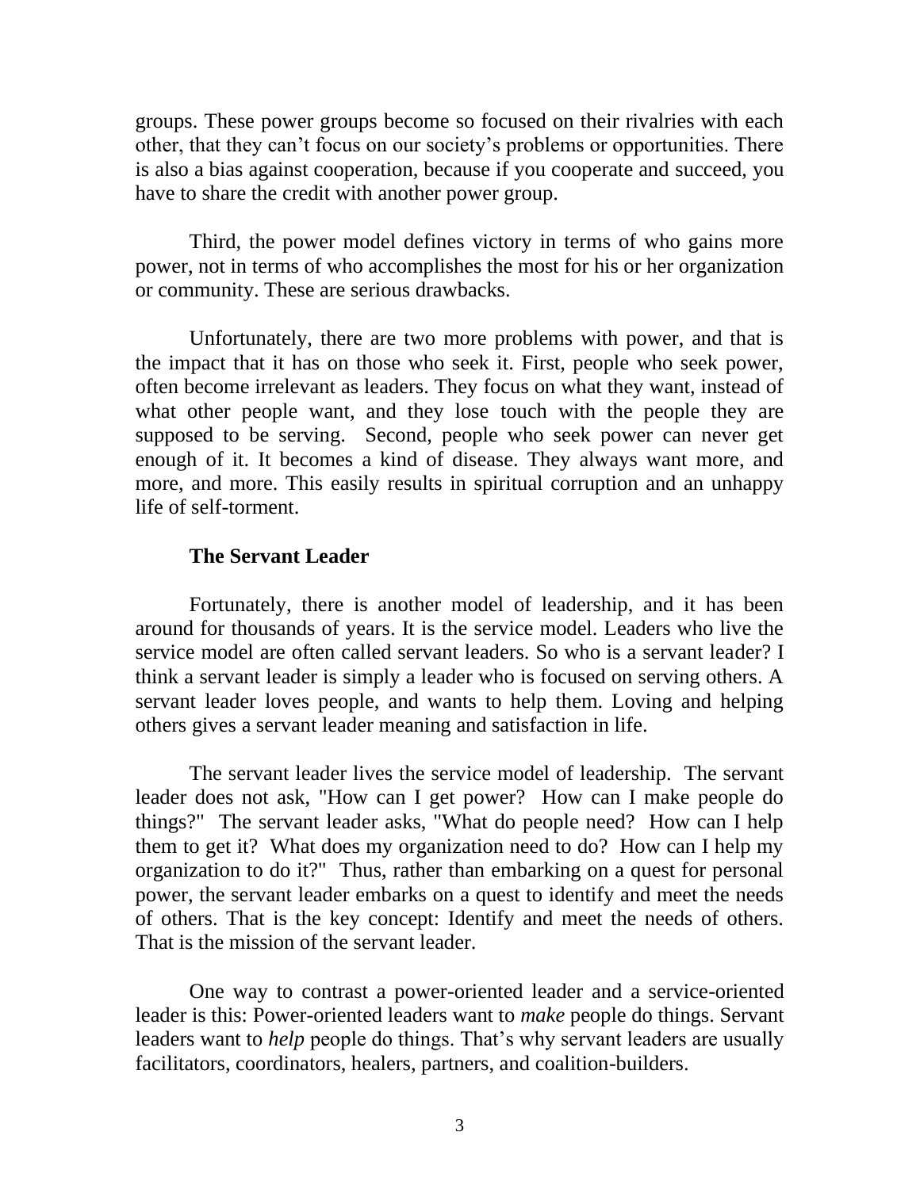groups. These power groups become so focused on their rivalries with each other, that they can't focus on our society's problems or opportunities. There is also a bias against cooperation, because if you cooperate and succeed, you have to share the credit with another power group.

Third, the power model defines victory in terms of who gains more power, not in terms of who accomplishes the most for his or her organization or community. These are serious drawbacks.

Unfortunately, there are two more problems with power, and that is the impact that it has on those who seek it. First, people who seek power, often become irrelevant as leaders. They focus on what they want, instead of what other people want, and they lose touch with the people they are supposed to be serving. Second, people who seek power can never get enough of it. It becomes a kind of disease. They always want more, and more, and more. This easily results in spiritual corruption and an unhappy life of self-torment.

**The Servant Leader**

Fortunately, there is another model of leadership, and it has been around for thousands of years. It is the service model. Leaders who live the service model are often called servant leaders. So who is a servant leader? I think a servant leader is simply a leader who is focused on serving others. A servant leader loves people, and wants to help them. Loving and helping others gives a servant leader meaning and satisfaction in life.

The servant leader lives the service model of leadership. The servant leader does not ask, "How can I get power? How can I make people do things?" The servant leader asks, "What do people need? How can I help them to get it? What does my organization need to do? How can I help my organization to do it?" Thus, rather than embarking on a quest for personal power, the servant leader embarks on a quest to identify and meet the needs of others. That is the key concept: Identify and meet the needs of others. That is the mission of the servant leader.

One way to contrast a power-oriented leader and a service-oriented leader is this: Power-oriented leaders want to *make* people do things. Servant leaders want to *help* people do things. That's why servant leaders are usually facilitators, coordinators, healers, partners, and coalition-builders.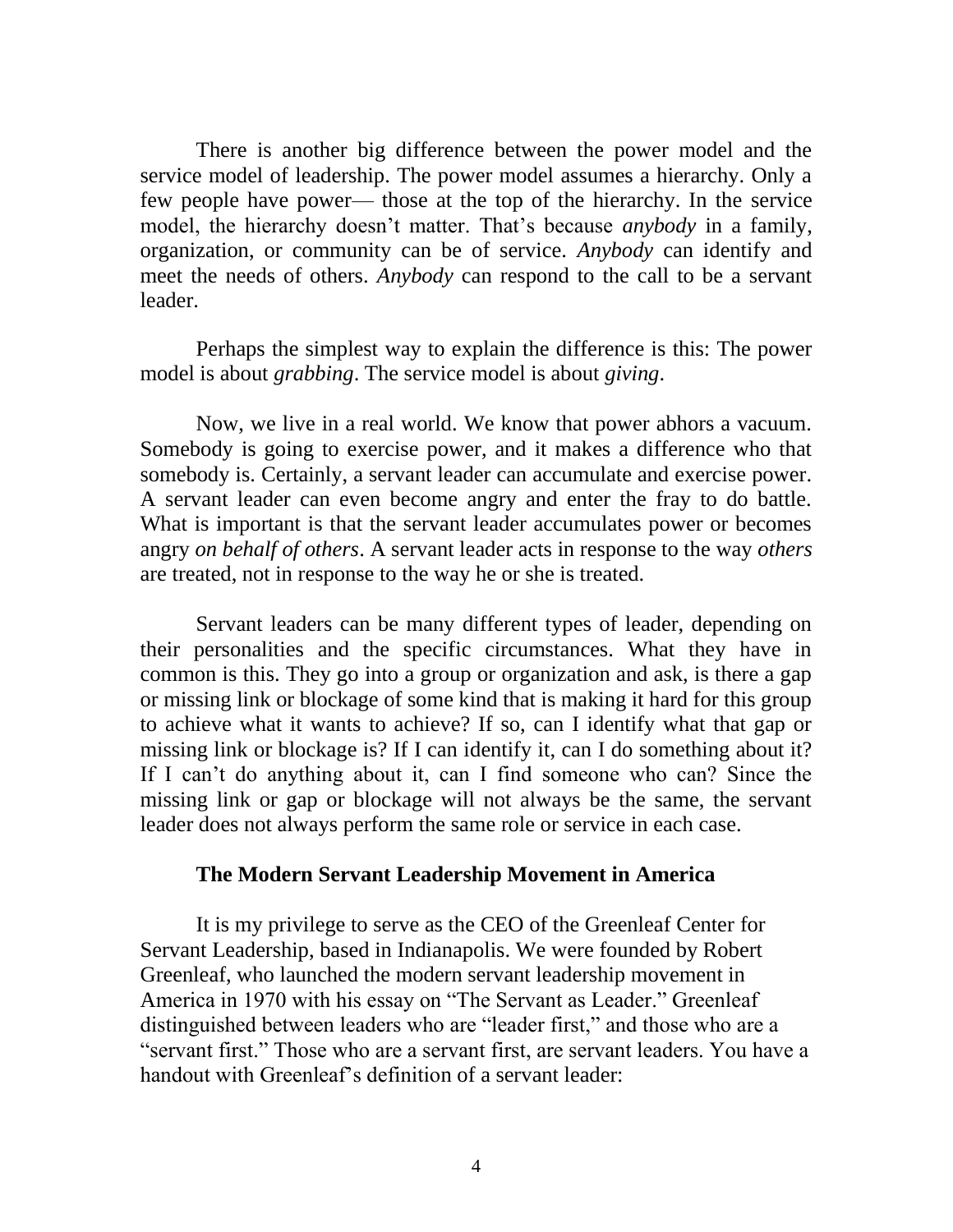There is another big difference between the power model and the service model of leadership. The power model assumes a hierarchy. Only a few people have power— those at the top of the hierarchy. In the service model, the hierarchy doesn't matter. That's because *anybody* in a family, organization, or community can be of service. *Anybody* can identify and meet the needs of others. *Anybody* can respond to the call to be a servant leader.

Perhaps the simplest way to explain the difference is this: The power model is about *grabbing*. The service model is about *giving*.

Now, we live in a real world. We know that power abhors a vacuum. Somebody is going to exercise power, and it makes a difference who that somebody is. Certainly, a servant leader can accumulate and exercise power. A servant leader can even become angry and enter the fray to do battle. What is important is that the servant leader accumulates power or becomes angry *on behalf of others*. A servant leader acts in response to the way *others* are treated, not in response to the way he or she is treated.

Servant leaders can be many different types of leader, depending on their personalities and the specific circumstances. What they have in common is this. They go into a group or organization and ask, is there a gap or missing link or blockage of some kind that is making it hard for this group to achieve what it wants to achieve? If so, can I identify what that gap or missing link or blockage is? If I can identify it, can I do something about it? If I can't do anything about it, can I find someone who can? Since the missing link or gap or blockage will not always be the same, the servant leader does not always perform the same role or service in each case.

## The Modern Servant Leadership Movement in America

It is my privilege to serve as the CEO of the Greenleaf Center for Servant Leadership, based in Indianapolis. We were founded by Robert Greenleaf, who launched the modern servant leadership movement in America in 1970 with his essay on "The Servant as Leader." Greenleaf distinguished between leaders who are "leader first," and those who are a "servant first." Those who are a servant first, are servant leaders. You have a handout with Greenleaf's definition of a servant leader: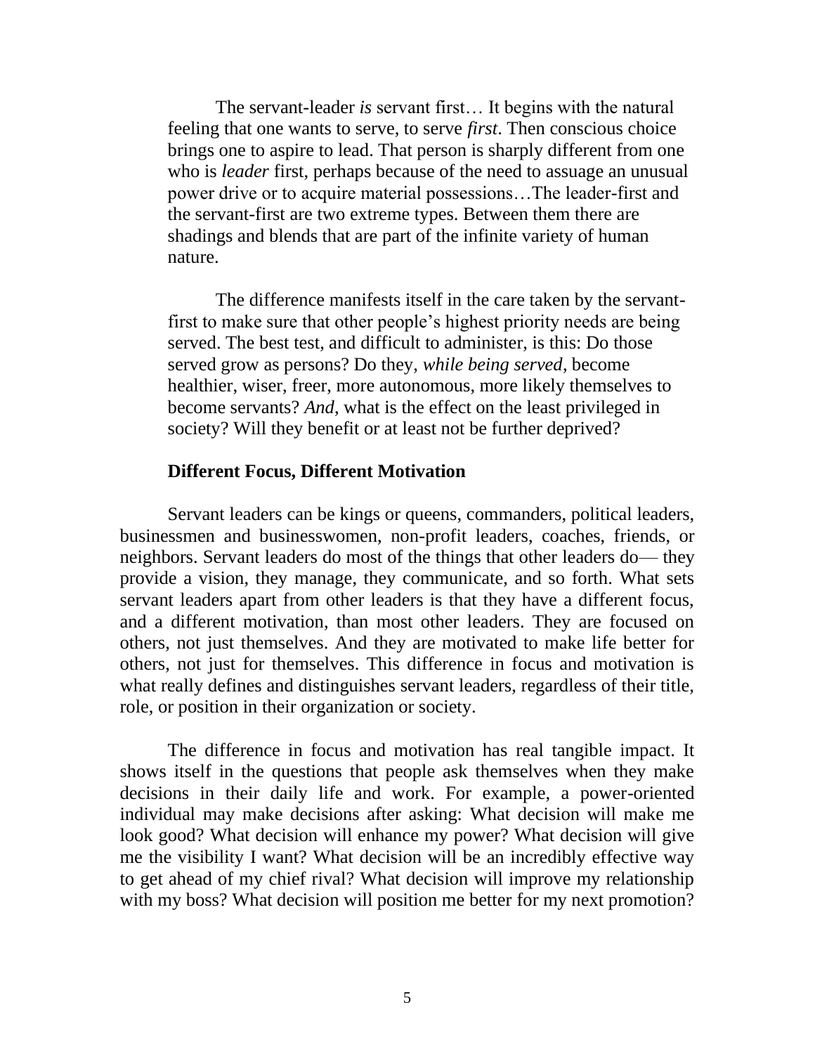> The servant-leader *is* servant first… It begins with the natural feeling that one wants to serve, to serve *first*. Then conscious choice brings one to aspire to lead. That person is sharply different from one who is *leader* first, perhaps because of the need to assuage an unusual power drive or to acquire material possessions…The leader-first and the servant-first are two extreme types. Between them there are shadings and blends that are part of the infinite variety of human nature.
>
> The difference manifests itself in the care taken by the servant-first to make sure that other people's highest priority needs are being served. The best test, and difficult to administer, is this: Do those served grow as persons? Do they, *while being served*, become healthier, wiser, freer, more autonomous, more likely themselves to become servants? *And*, what is the effect on the least privileged in society? Will they benefit or at least not be further deprived?

**Different Focus, Different Motivation**

Servant leaders can be kings or queens, commanders, political leaders, businessmen and businesswomen, non-profit leaders, coaches, friends, or neighbors. Servant leaders do most of the things that other leaders do— they provide a vision, they manage, they communicate, and so forth. What sets servant leaders apart from other leaders is that they have a different focus, and a different motivation, than most other leaders. They are focused on others, not just themselves. And they are motivated to make life better for others, not just for themselves. This difference in focus and motivation is what really defines and distinguishes servant leaders, regardless of their title, role, or position in their organization or society.

The difference in focus and motivation has real tangible impact. It shows itself in the questions that people ask themselves when they make decisions in their daily life and work. For example, a power-oriented individual may make decisions after asking: What decision will make me look good? What decision will enhance my power? What decision will give me the visibility I want? What decision will be an incredibly effective way to get ahead of my chief rival? What decision will improve my relationship with my boss? What decision will position me better for my next promotion?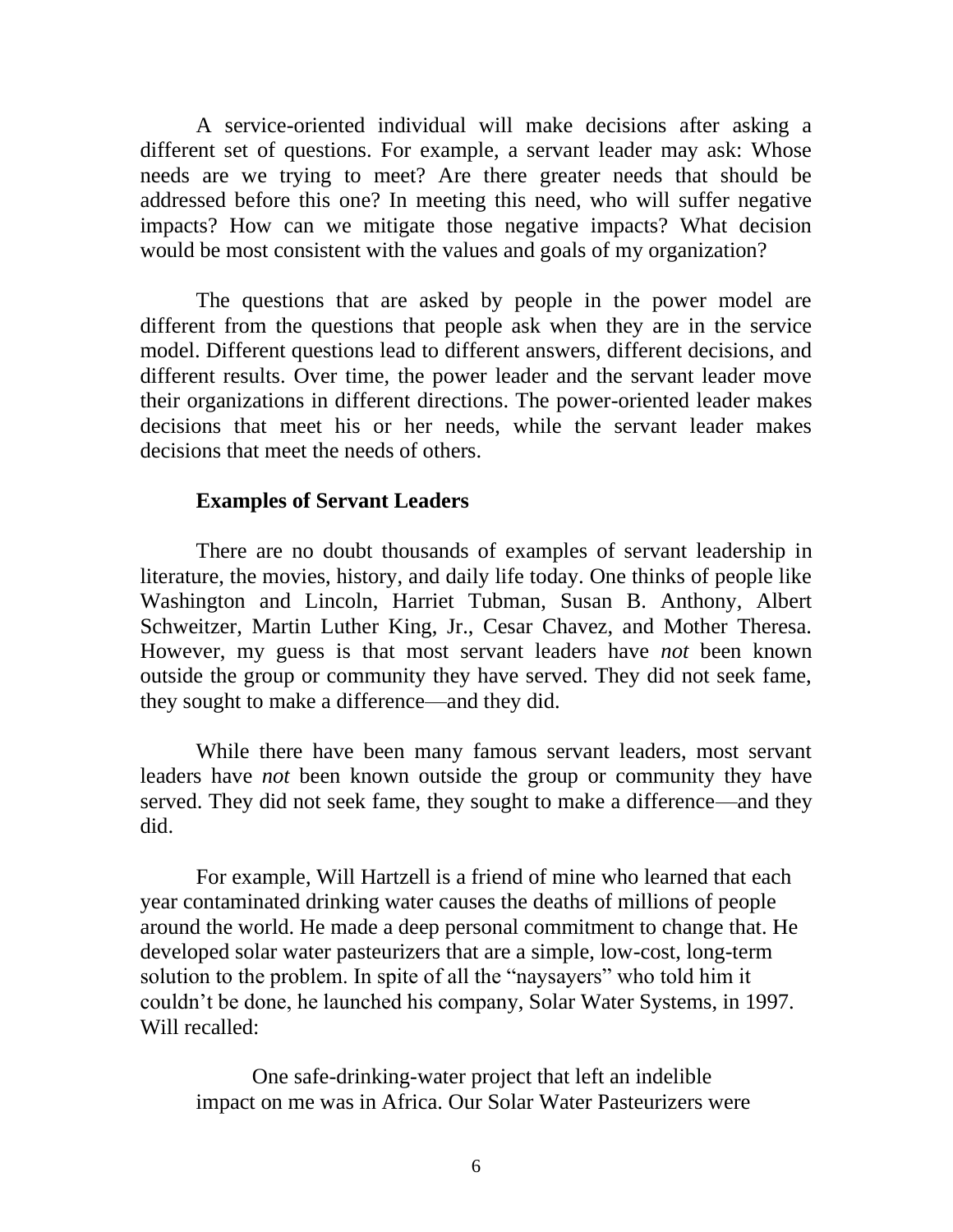A service-oriented individual will make decisions after asking a different set of questions. For example, a servant leader may ask: Whose needs are we trying to meet? Are there greater needs that should be addressed before this one? In meeting this need, who will suffer negative impacts? How can we mitigate those negative impacts? What decision would be most consistent with the values and goals of my organization?

The questions that are asked by people in the power model are different from the questions that people ask when they are in the service model. Different questions lead to different answers, different decisions, and different results. Over time, the power leader and the servant leader move their organizations in different directions. The power-oriented leader makes decisions that meet his or her needs, while the servant leader makes decisions that meet the needs of others.

**Examples of Servant Leaders**

There are no doubt thousands of examples of servant leadership in literature, the movies, history, and daily life today. One thinks of people like Washington and Lincoln, Harriet Tubman, Susan B. Anthony, Albert Schweitzer, Martin Luther King, Jr., Cesar Chavez, and Mother Theresa. However, my guess is that most servant leaders have *not* been known outside the group or community they have served. They did not seek fame, they sought to make a difference—and they did.

While there have been many famous servant leaders, most servant leaders have *not* been known outside the group or community they have served. They did not seek fame, they sought to make a difference—and they did.

For example, Will Hartzell is a friend of mine who learned that each year contaminated drinking water causes the deaths of millions of people around the world. He made a deep personal commitment to change that. He developed solar water pasteurizers that are a simple, low-cost, long-term solution to the problem. In spite of all the "naysayers" who told him it couldn't be done, he launched his company, Solar Water Systems, in 1997. Will recalled:

> One safe-drinking-water project that left an indelible impact on me was in Africa. Our Solar Water Pasteurizers were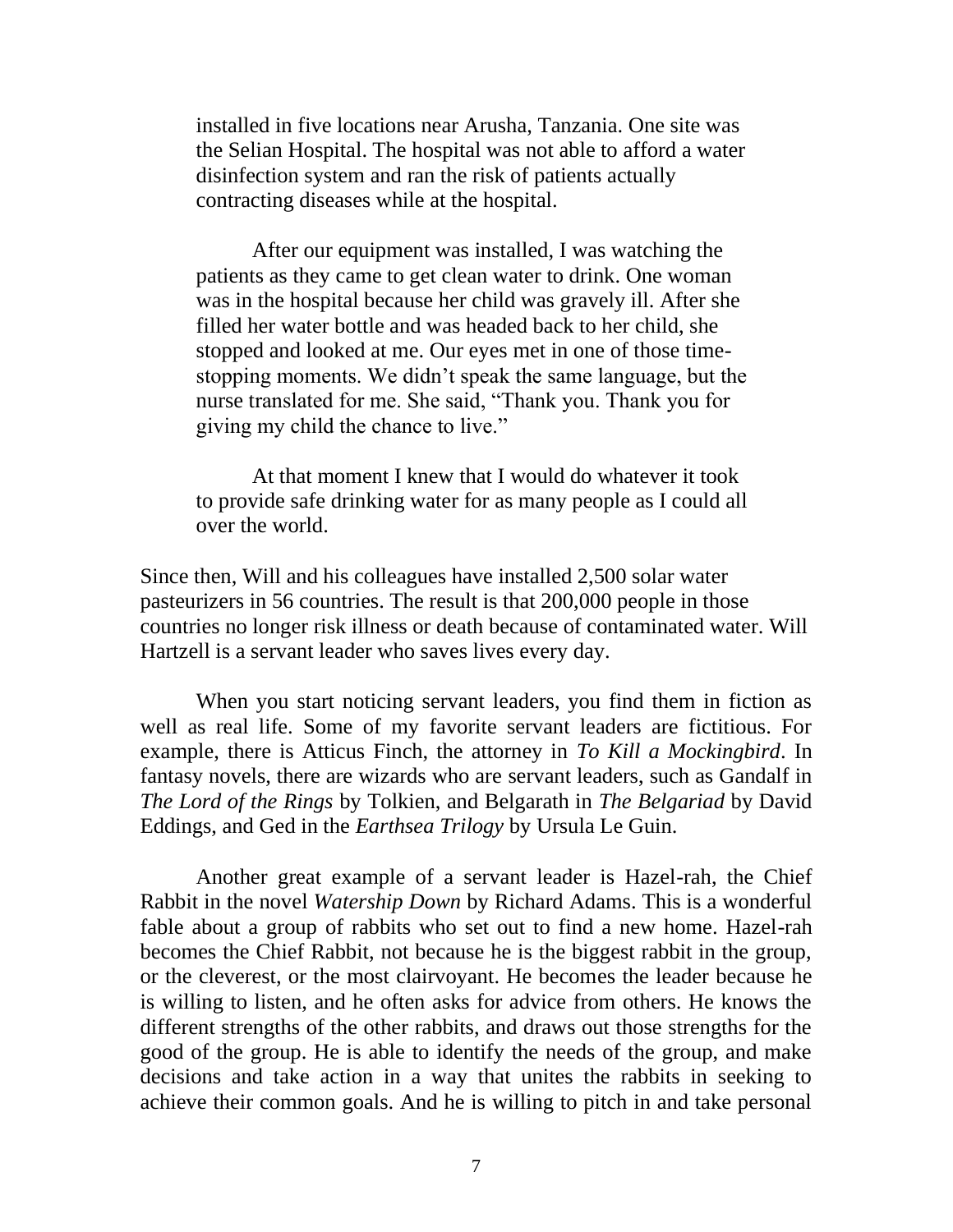> installed in five locations near Arusha, Tanzania. One site was the Selian Hospital. The hospital was not able to afford a water disinfection system and ran the risk of patients actually contracting diseases while at the hospital.
>
> After our equipment was installed, I was watching the patients as they came to get clean water to drink. One woman was in the hospital because her child was gravely ill. After she filled her water bottle and was headed back to her child, she stopped and looked at me. Our eyes met in one of those time-stopping moments. We didn't speak the same language, but the nurse translated for me. She said, "Thank you. Thank you for giving my child the chance to live."
>
> At that moment I knew that I would do whatever it took to provide safe drinking water for as many people as I could all over the world.

Since then, Will and his colleagues have installed 2,500 solar water pasteurizers in 56 countries. The result is that 200,000 people in those countries no longer risk illness or death because of contaminated water. Will Hartzell is a servant leader who saves lives every day.

When you start noticing servant leaders, you find them in fiction as well as real life. Some of my favorite servant leaders are fictitious. For example, there is Atticus Finch, the attorney in *To Kill a Mockingbird*. In fantasy novels, there are wizards who are servant leaders, such as Gandalf in *The Lord of the Rings* by Tolkien, and Belgarath in *The Belgariad* by David Eddings, and Ged in the *Earthsea Trilogy* by Ursula Le Guin.

Another great example of a servant leader is Hazel-rah, the Chief Rabbit in the novel *Watership Down* by Richard Adams. This is a wonderful fable about a group of rabbits who set out to find a new home. Hazel-rah becomes the Chief Rabbit, not because he is the biggest rabbit in the group, or the cleverest, or the most clairvoyant. He becomes the leader because he is willing to listen, and he often asks for advice from others. He knows the different strengths of the other rabbits, and draws out those strengths for the good of the group. He is able to identify the needs of the group, and make decisions and take action in a way that unites the rabbits in seeking to achieve their common goals. And he is willing to pitch in and take personal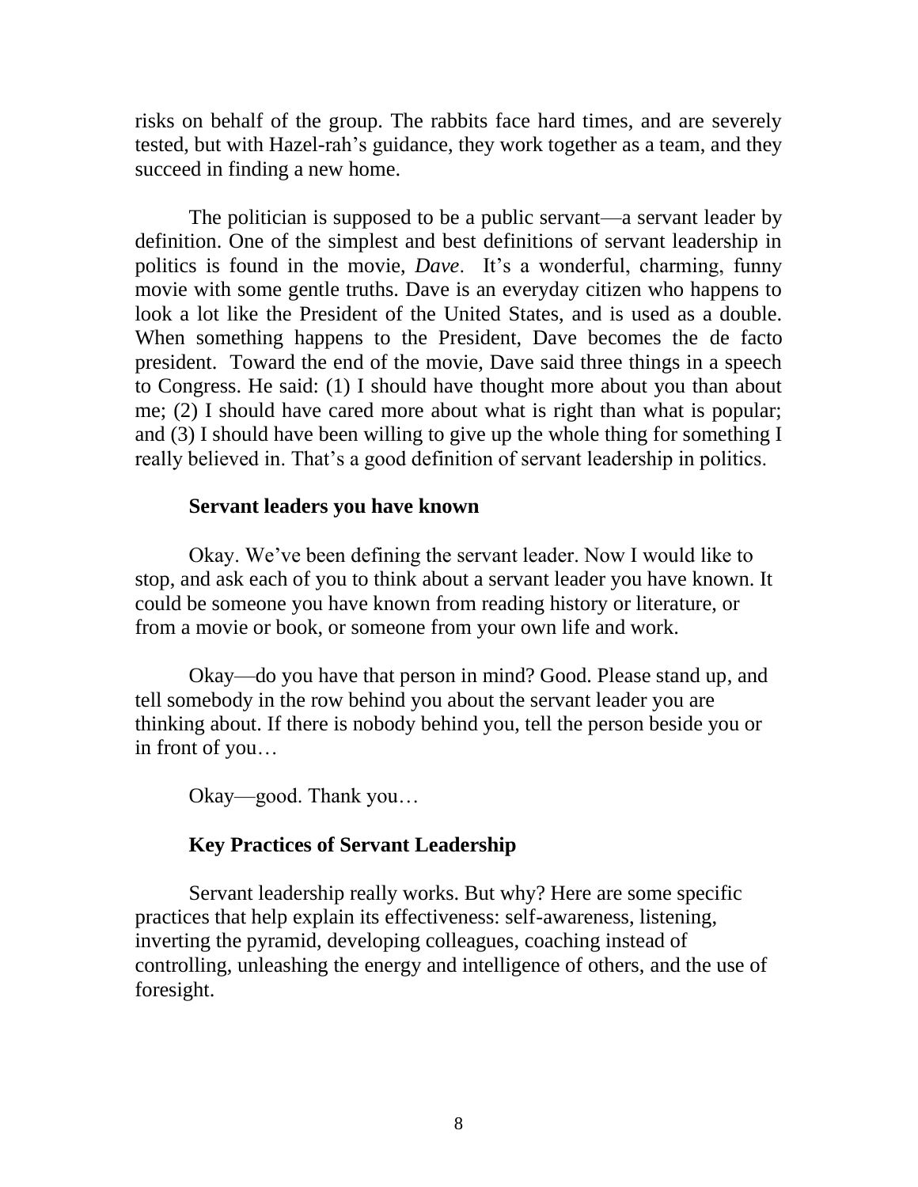risks on behalf of the group. The rabbits face hard times, and are severely tested, but with Hazel-rah's guidance, they work together as a team, and they succeed in finding a new home.

The politician is supposed to be a public servant—a servant leader by definition. One of the simplest and best definitions of servant leadership in politics is found in the movie, *Dave*. It's a wonderful, charming, funny movie with some gentle truths. Dave is an everyday citizen who happens to look a lot like the President of the United States, and is used as a double. When something happens to the President, Dave becomes the de facto president. Toward the end of the movie, Dave said three things in a speech to Congress. He said: (1) I should have thought more about you than about me; (2) I should have cared more about what is right than what is popular; and (3) I should have been willing to give up the whole thing for something I really believed in. That's a good definition of servant leadership in politics.

**Servant leaders you have known**

Okay. We've been defining the servant leader. Now I would like to stop, and ask each of you to think about a servant leader you have known. It could be someone you have known from reading history or literature, or from a movie or book, or someone from your own life and work.

Okay—do you have that person in mind? Good. Please stand up, and tell somebody in the row behind you about the servant leader you are thinking about. If there is nobody behind you, tell the person beside you or in front of you…

Okay—good. Thank you…

**Key Practices of Servant Leadership**

Servant leadership really works. But why? Here are some specific practices that help explain its effectiveness: self-awareness, listening, inverting the pyramid, developing colleagues, coaching instead of controlling, unleashing the energy and intelligence of others, and the use of foresight.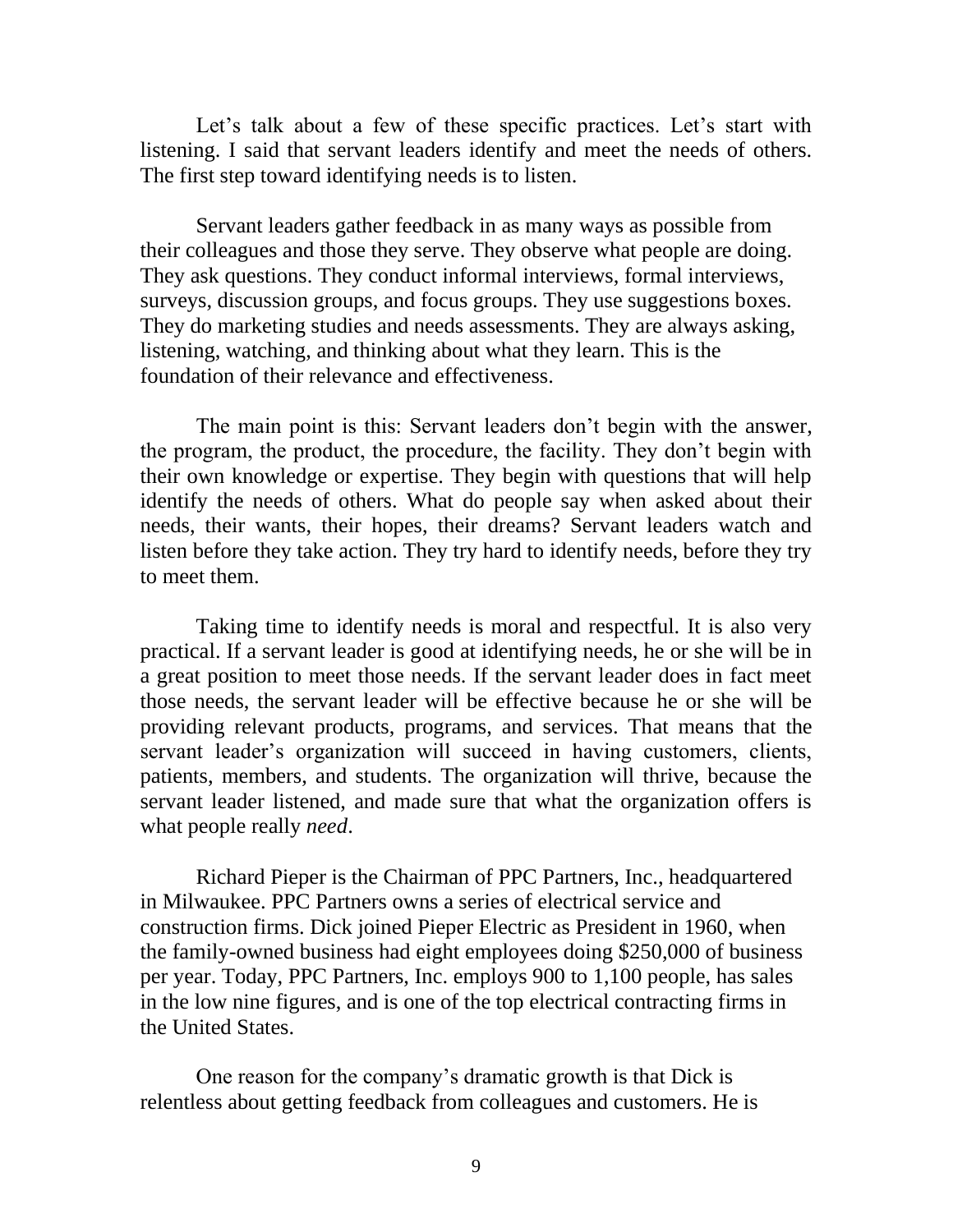Let's talk about a few of these specific practices. Let's start with listening. I said that servant leaders identify and meet the needs of others. The first step toward identifying needs is to listen.

Servant leaders gather feedback in as many ways as possible from their colleagues and those they serve. They observe what people are doing. They ask questions. They conduct informal interviews, formal interviews, surveys, discussion groups, and focus groups. They use suggestions boxes. They do marketing studies and needs assessments. They are always asking, listening, watching, and thinking about what they learn. This is the foundation of their relevance and effectiveness.

The main point is this: Servant leaders don't begin with the answer, the program, the product, the procedure, the facility. They don't begin with their own knowledge or expertise. They begin with questions that will help identify the needs of others. What do people say when asked about their needs, their wants, their hopes, their dreams? Servant leaders watch and listen before they take action. They try hard to identify needs, before they try to meet them.

Taking time to identify needs is moral and respectful. It is also very practical. If a servant leader is good at identifying needs, he or she will be in a great position to meet those needs. If the servant leader does in fact meet those needs, the servant leader will be effective because he or she will be providing relevant products, programs, and services. That means that the servant leader's organization will succeed in having customers, clients, patients, members, and students. The organization will thrive, because the servant leader listened, and made sure that what the organization offers is what people really *need*.

Richard Pieper is the Chairman of PPC Partners, Inc., headquartered in Milwaukee. PPC Partners owns a series of electrical service and construction firms. Dick joined Pieper Electric as President in 1960, when the family-owned business had eight employees doing $250,000 of business per year. Today, PPC Partners, Inc. employs 900 to 1,100 people, has sales in the low nine figures, and is one of the top electrical contracting firms in the United States.

One reason for the company's dramatic growth is that Dick is relentless about getting feedback from colleagues and customers. He is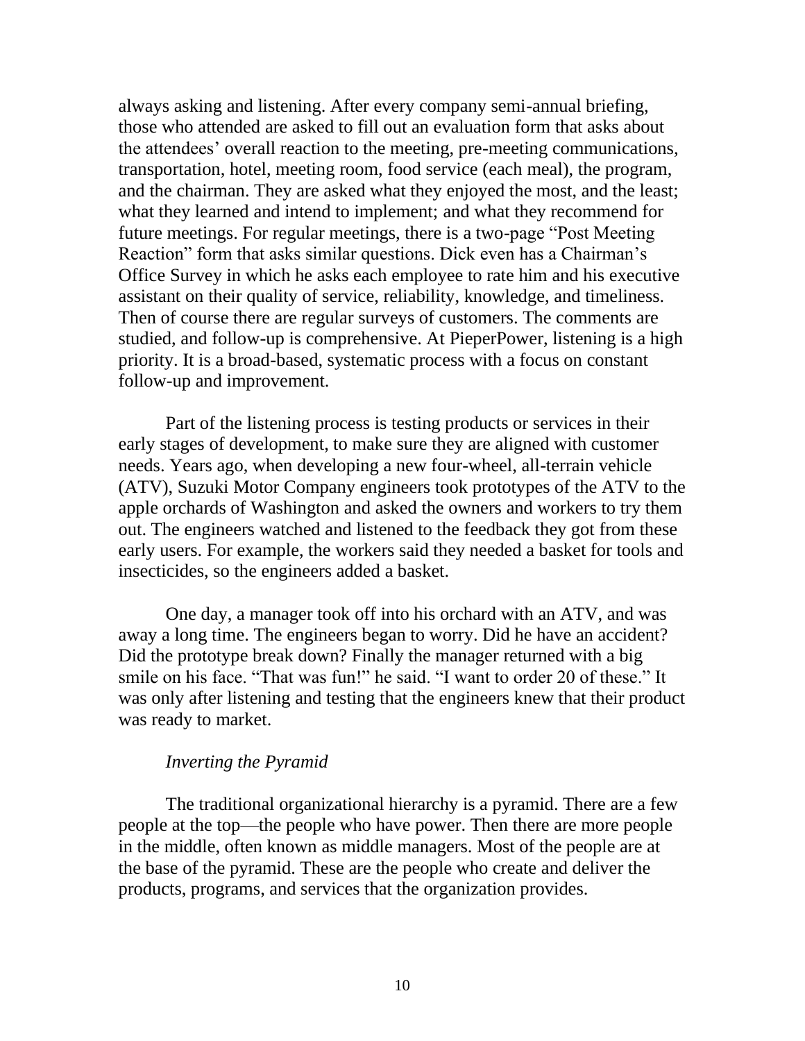always asking and listening. After every company semi-annual briefing, those who attended are asked to fill out an evaluation form that asks about the attendees' overall reaction to the meeting, pre-meeting communications, transportation, hotel, meeting room, food service (each meal), the program, and the chairman. They are asked what they enjoyed the most, and the least; what they learned and intend to implement; and what they recommend for future meetings. For regular meetings, there is a two-page "Post Meeting Reaction" form that asks similar questions. Dick even has a Chairman's Office Survey in which he asks each employee to rate him and his executive assistant on their quality of service, reliability, knowledge, and timeliness. Then of course there are regular surveys of customers. The comments are studied, and follow-up is comprehensive. At PieperPower, listening is a high priority. It is a broad-based, systematic process with a focus on constant follow-up and improvement.

Part of the listening process is testing products or services in their early stages of development, to make sure they are aligned with customer needs. Years ago, when developing a new four-wheel, all-terrain vehicle (ATV), Suzuki Motor Company engineers took prototypes of the ATV to the apple orchards of Washington and asked the owners and workers to try them out. The engineers watched and listened to the feedback they got from these early users. For example, the workers said they needed a basket for tools and insecticides, so the engineers added a basket.

One day, a manager took off into his orchard with an ATV, and was away a long time. The engineers began to worry. Did he have an accident? Did the prototype break down? Finally the manager returned with a big smile on his face. "That was fun!" he said. "I want to order 20 of these." It was only after listening and testing that the engineers knew that their product was ready to market.

### *Inverting the Pyramid*

The traditional organizational hierarchy is a pyramid. There are a few people at the top—the people who have power. Then there are more people in the middle, often known as middle managers. Most of the people are at the base of the pyramid. These are the people who create and deliver the products, programs, and services that the organization provides.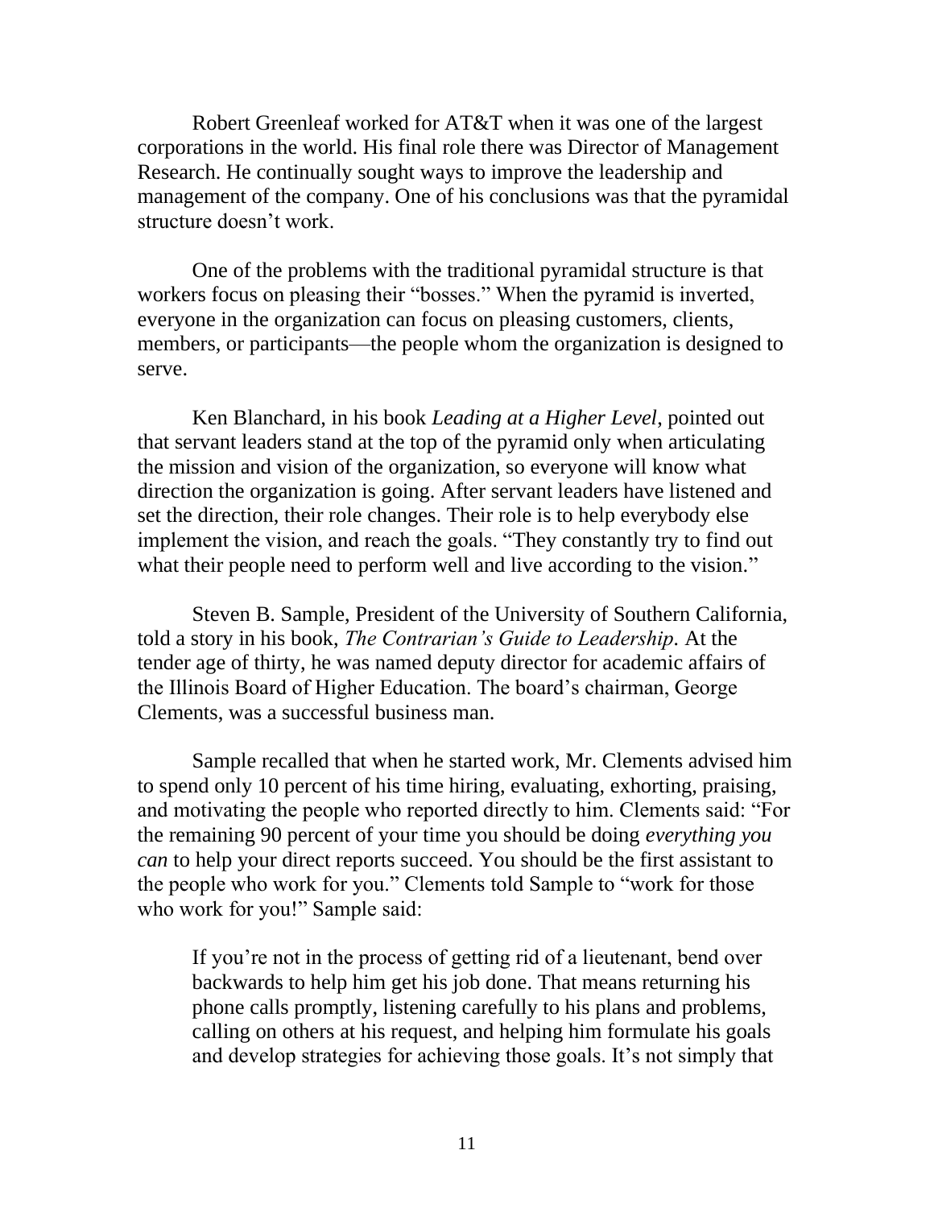Robert Greenleaf worked for AT&T when it was one of the largest corporations in the world. His final role there was Director of Management Research. He continually sought ways to improve the leadership and management of the company. One of his conclusions was that the pyramidal structure doesn't work.

One of the problems with the traditional pyramidal structure is that workers focus on pleasing their "bosses." When the pyramid is inverted, everyone in the organization can focus on pleasing customers, clients, members, or participants—the people whom the organization is designed to serve.

Ken Blanchard, in his book *Leading at a Higher Level*, pointed out that servant leaders stand at the top of the pyramid only when articulating the mission and vision of the organization, so everyone will know what direction the organization is going. After servant leaders have listened and set the direction, their role changes. Their role is to help everybody else implement the vision, and reach the goals. "They constantly try to find out what their people need to perform well and live according to the vision."

Steven B. Sample, President of the University of Southern California, told a story in his book, *The Contrarian's Guide to Leadership*. At the tender age of thirty, he was named deputy director for academic affairs of the Illinois Board of Higher Education. The board's chairman, George Clements, was a successful business man.

Sample recalled that when he started work, Mr. Clements advised him to spend only 10 percent of his time hiring, evaluating, exhorting, praising, and motivating the people who reported directly to him. Clements said: "For the remaining 90 percent of your time you should be doing *everything you can* to help your direct reports succeed. You should be the first assistant to the people who work for you." Clements told Sample to "work for those who work for you!" Sample said:

> If you're not in the process of getting rid of a lieutenant, bend over backwards to help him get his job done. That means returning his phone calls promptly, listening carefully to his plans and problems, calling on others at his request, and helping him formulate his goals and develop strategies for achieving those goals. It's not simply that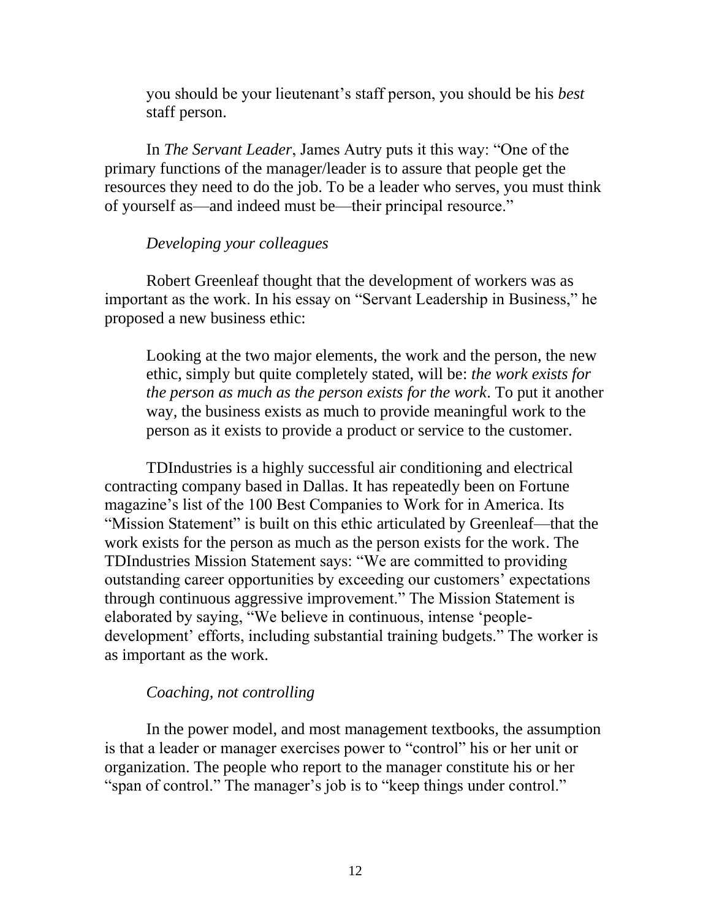> you should be your lieutenant's staff person, you should be his *best* staff person.

In *The Servant Leader*, James Autry puts it this way: "One of the primary functions of the manager/leader is to assure that people get the resources they need to do the job. To be a leader who serves, you must think of yourself as—and indeed must be—their principal resource."

*Developing your colleagues*

Robert Greenleaf thought that the development of workers was as important as the work. In his essay on "Servant Leadership in Business," he proposed a new business ethic:

> Looking at the two major elements, the work and the person, the new ethic, simply but quite completely stated, will be: *the work exists for the person as much as the person exists for the work*. To put it another way, the business exists as much to provide meaningful work to the person as it exists to provide a product or service to the customer.

TDIndustries is a highly successful air conditioning and electrical contracting company based in Dallas. It has repeatedly been on Fortune magazine's list of the 100 Best Companies to Work for in America. Its "Mission Statement" is built on this ethic articulated by Greenleaf—that the work exists for the person as much as the person exists for the work. The TDIndustries Mission Statement says: "We are committed to providing outstanding career opportunities by exceeding our customers' expectations through continuous aggressive improvement." The Mission Statement is elaborated by saying, "We believe in continuous, intense 'people-development' efforts, including substantial training budgets." The worker is as important as the work.

*Coaching, not controlling*

In the power model, and most management textbooks, the assumption is that a leader or manager exercises power to "control" his or her unit or organization. The people who report to the manager constitute his or her "span of control." The manager's job is to "keep things under control."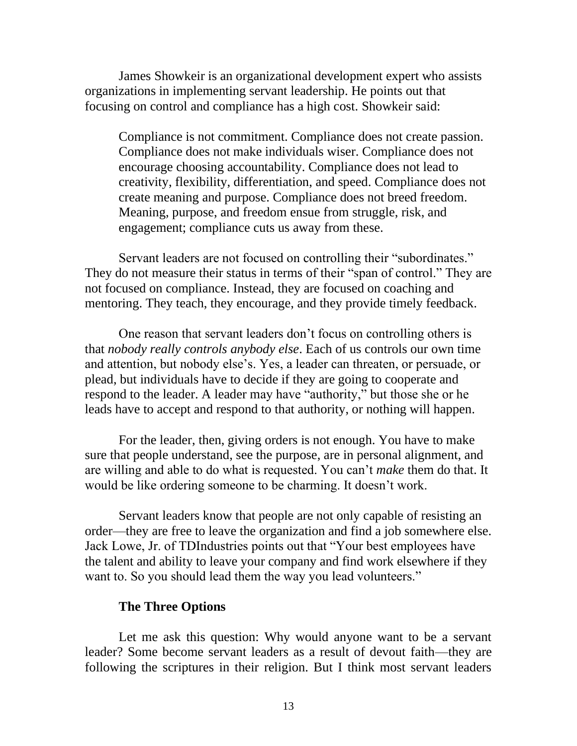James Showkeir is an organizational development expert who assists organizations in implementing servant leadership. He points out that focusing on control and compliance has a high cost. Showkeir said:

> Compliance is not commitment. Compliance does not create passion. Compliance does not make individuals wiser. Compliance does not encourage choosing accountability. Compliance does not lead to creativity, flexibility, differentiation, and speed. Compliance does not create meaning and purpose. Compliance does not breed freedom. Meaning, purpose, and freedom ensue from struggle, risk, and engagement; compliance cuts us away from these.

Servant leaders are not focused on controlling their "subordinates." They do not measure their status in terms of their "span of control." They are not focused on compliance. Instead, they are focused on coaching and mentoring. They teach, they encourage, and they provide timely feedback.

One reason that servant leaders don't focus on controlling others is that *nobody really controls anybody else*. Each of us controls our own time and attention, but nobody else's. Yes, a leader can threaten, or persuade, or plead, but individuals have to decide if they are going to cooperate and respond to the leader. A leader may have "authority," but those she or he leads have to accept and respond to that authority, or nothing will happen.

For the leader, then, giving orders is not enough. You have to make sure that people understand, see the purpose, are in personal alignment, and are willing and able to do what is requested. You can't *make* them do that. It would be like ordering someone to be charming. It doesn't work.

Servant leaders know that people are not only capable of resisting an order—they are free to leave the organization and find a job somewhere else. Jack Lowe, Jr. of TDIndustries points out that "Your best employees have the talent and ability to leave your company and find work elsewhere if they want to. So you should lead them the way you lead volunteers."

### The Three Options

Let me ask this question: Why would anyone want to be a servant leader? Some become servant leaders as a result of devout faith—they are following the scriptures in their religion. But I think most servant leaders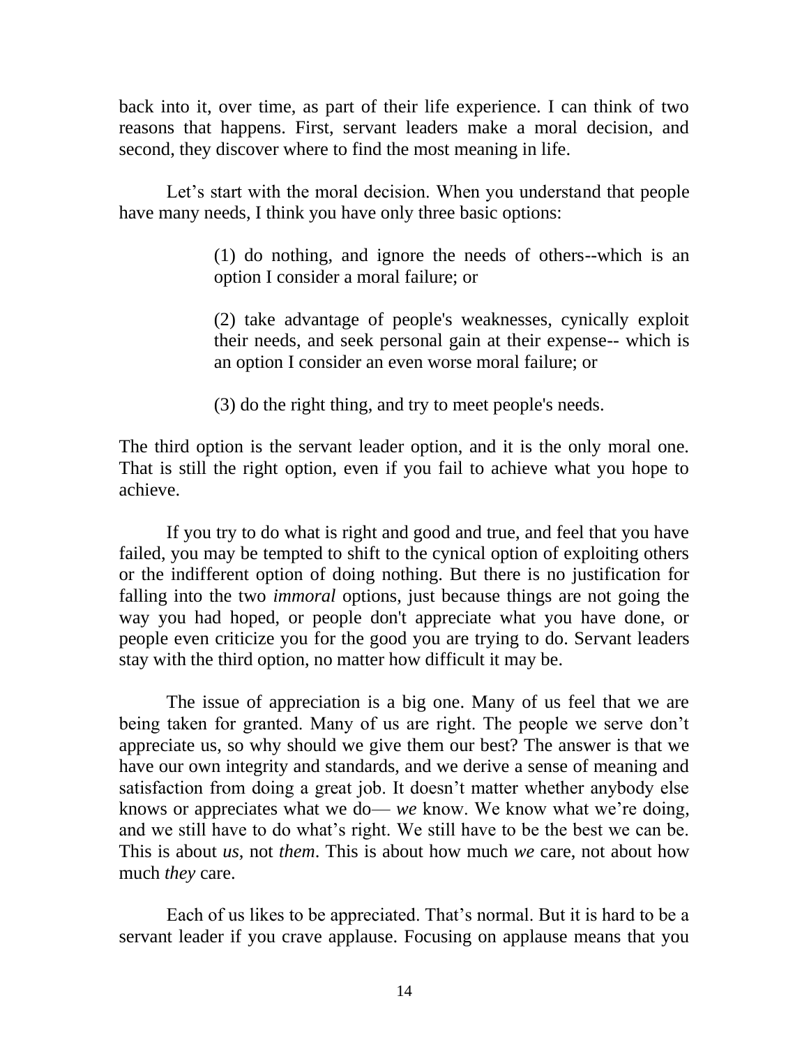back into it, over time, as part of their life experience. I can think of two reasons that happens. First, servant leaders make a moral decision, and second, they discover where to find the most meaning in life.

Let's start with the moral decision. When you understand that people have many needs, I think you have only three basic options:

> (1) do nothing, and ignore the needs of others--which is an option I consider a moral failure; or
>
> (2) take advantage of people's weaknesses, cynically exploit their needs, and seek personal gain at their expense-- which is an option I consider an even worse moral failure; or
>
> (3) do the right thing, and try to meet people's needs.

The third option is the servant leader option, and it is the only moral one. That is still the right option, even if you fail to achieve what you hope to achieve.

If you try to do what is right and good and true, and feel that you have failed, you may be tempted to shift to the cynical option of exploiting others or the indifferent option of doing nothing. But there is no justification for falling into the two *immoral* options, just because things are not going the way you had hoped, or people don't appreciate what you have done, or people even criticize you for the good you are trying to do. Servant leaders stay with the third option, no matter how difficult it may be.

The issue of appreciation is a big one. Many of us feel that we are being taken for granted. Many of us are right. The people we serve don't appreciate us, so why should we give them our best? The answer is that we have our own integrity and standards, and we derive a sense of meaning and satisfaction from doing a great job. It doesn't matter whether anybody else knows or appreciates what we do— *we* know. We know what we're doing, and we still have to do what's right. We still have to be the best we can be. This is about *us*, not *them*. This is about how much *we* care, not about how much *they* care.

Each of us likes to be appreciated. That's normal. But it is hard to be a servant leader if you crave applause. Focusing on applause means that you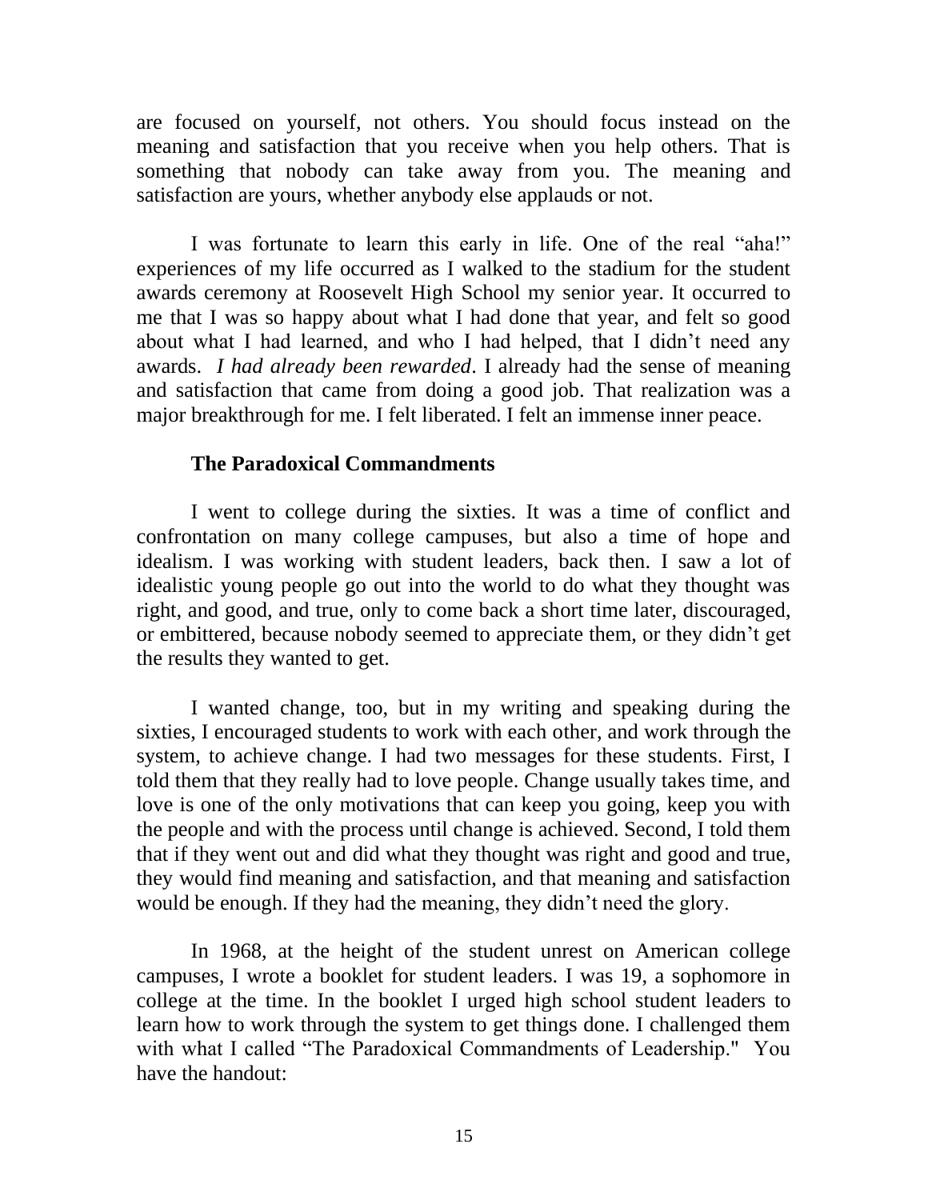are focused on yourself, not others. You should focus instead on the meaning and satisfaction that you receive when you help others. That is something that nobody can take away from you. The meaning and satisfaction are yours, whether anybody else applauds or not.

I was fortunate to learn this early in life. One of the real "aha!" experiences of my life occurred as I walked to the stadium for the student awards ceremony at Roosevelt High School my senior year. It occurred to me that I was so happy about what I had done that year, and felt so good about what I had learned, and who I had helped, that I didn't need any awards. *I had already been rewarded*. I already had the sense of meaning and satisfaction that came from doing a good job. That realization was a major breakthrough for me. I felt liberated. I felt an immense inner peace.

**The Paradoxical Commandments**

I went to college during the sixties. It was a time of conflict and confrontation on many college campuses, but also a time of hope and idealism. I was working with student leaders, back then. I saw a lot of idealistic young people go out into the world to do what they thought was right, and good, and true, only to come back a short time later, discouraged, or embittered, because nobody seemed to appreciate them, or they didn't get the results they wanted to get.

I wanted change, too, but in my writing and speaking during the sixties, I encouraged students to work with each other, and work through the system, to achieve change. I had two messages for these students. First, I told them that they really had to love people. Change usually takes time, and love is one of the only motivations that can keep you going, keep you with the people and with the process until change is achieved. Second, I told them that if they went out and did what they thought was right and good and true, they would find meaning and satisfaction, and that meaning and satisfaction would be enough. If they had the meaning, they didn't need the glory.

In 1968, at the height of the student unrest on American college campuses, I wrote a booklet for student leaders. I was 19, a sophomore in college at the time. In the booklet I urged high school student leaders to learn how to work through the system to get things done. I challenged them with what I called "The Paradoxical Commandments of Leadership." You have the handout: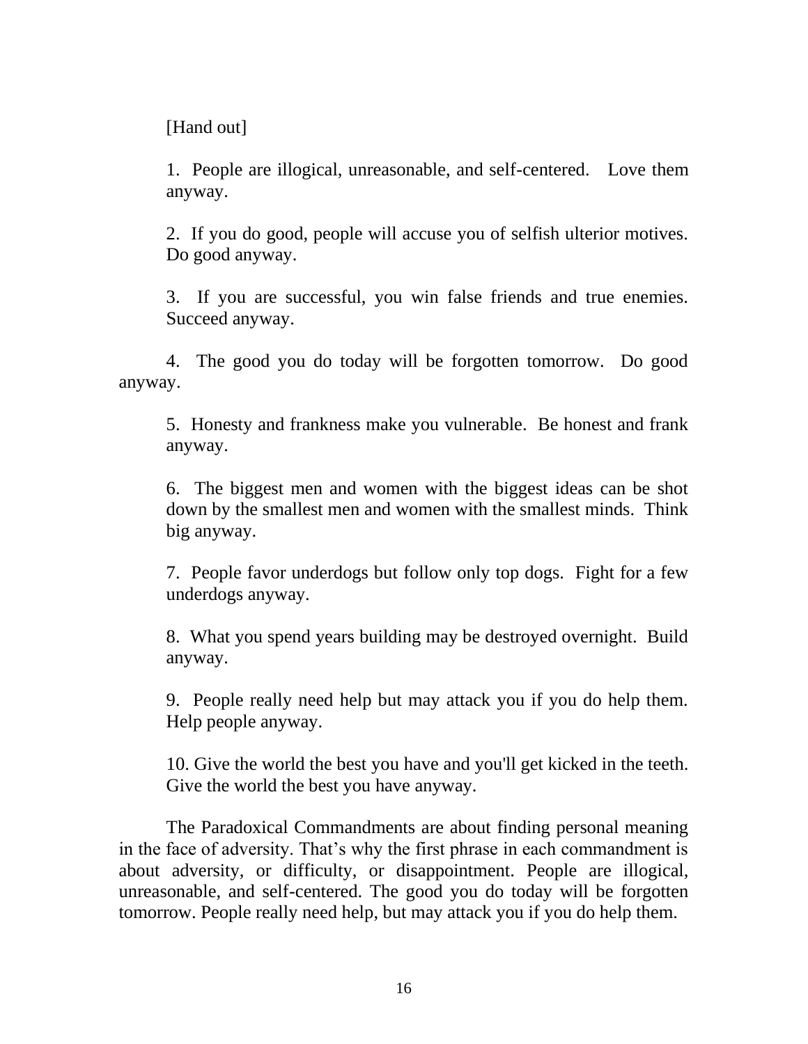[Hand out]

1. People are illogical, unreasonable, and self-centered. Love them anyway.

2. If you do good, people will accuse you of selfish ulterior motives. Do good anyway.

3. If you are successful, you win false friends and true enemies. Succeed anyway.

4. The good you do today will be forgotten tomorrow. Do good anyway.

5. Honesty and frankness make you vulnerable. Be honest and frank anyway.

6. The biggest men and women with the biggest ideas can be shot down by the smallest men and women with the smallest minds. Think big anyway.

7. People favor underdogs but follow only top dogs. Fight for a few underdogs anyway.

8. What you spend years building may be destroyed overnight. Build anyway.

9. People really need help but may attack you if you do help them. Help people anyway.

10. Give the world the best you have and you'll get kicked in the teeth. Give the world the best you have anyway.

The Paradoxical Commandments are about finding personal meaning in the face of adversity. That's why the first phrase in each commandment is about adversity, or difficulty, or disappointment. People are illogical, unreasonable, and self-centered. The good you do today will be forgotten tomorrow. People really need help, but may attack you if you do help them.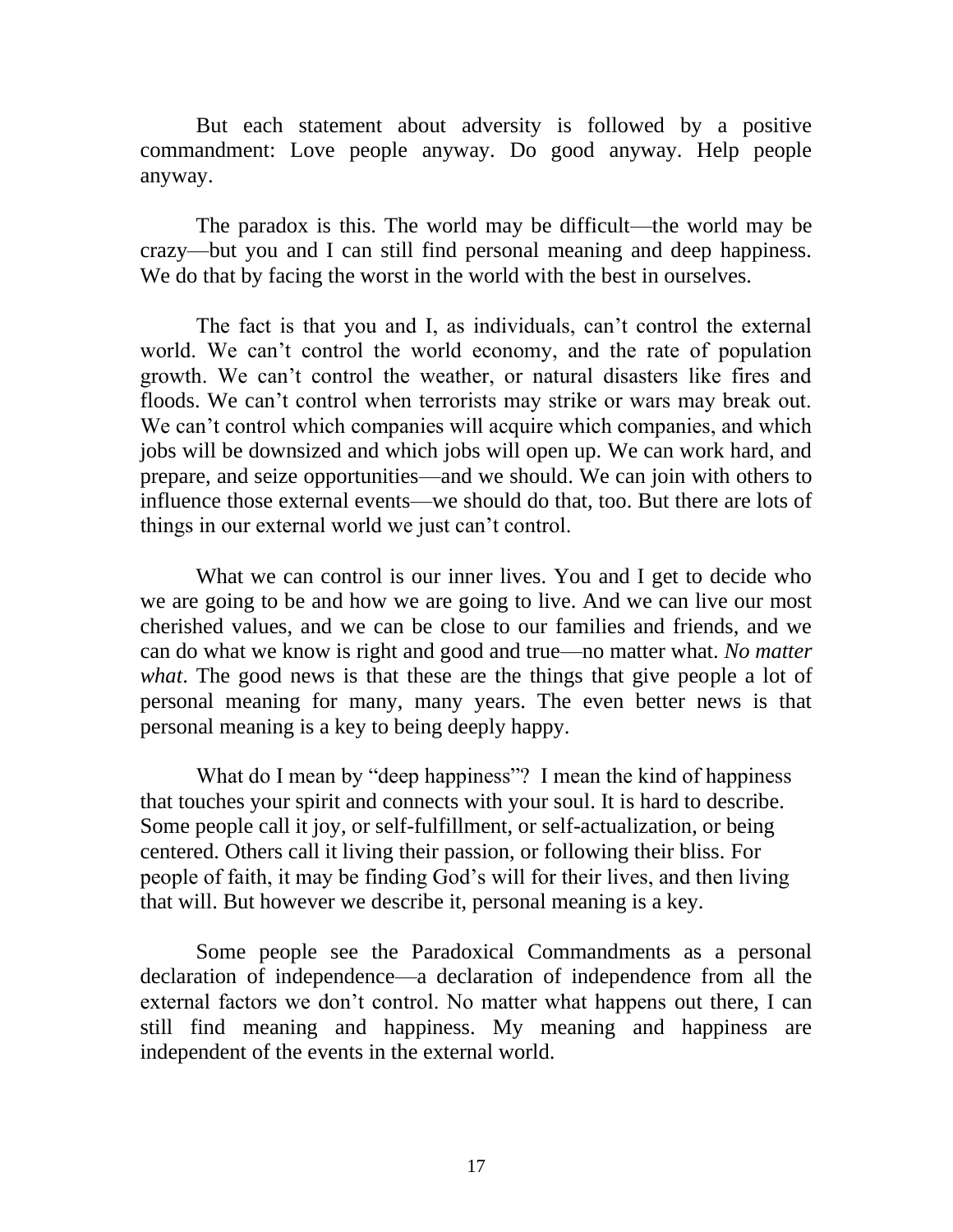But each statement about adversity is followed by a positive commandment: Love people anyway. Do good anyway. Help people anyway.

The paradox is this. The world may be difficult—the world may be crazy—but you and I can still find personal meaning and deep happiness. We do that by facing the worst in the world with the best in ourselves.

The fact is that you and I, as individuals, can't control the external world. We can't control the world economy, and the rate of population growth. We can't control the weather, or natural disasters like fires and floods. We can't control when terrorists may strike or wars may break out. We can't control which companies will acquire which companies, and which jobs will be downsized and which jobs will open up. We can work hard, and prepare, and seize opportunities—and we should. We can join with others to influence those external events—we should do that, too. But there are lots of things in our external world we just can't control.

What we can control is our inner lives. You and I get to decide who we are going to be and how we are going to live. And we can live our most cherished values, and we can be close to our families and friends, and we can do what we know is right and good and true—no matter what. *No matter what*. The good news is that these are the things that give people a lot of personal meaning for many, many years. The even better news is that personal meaning is a key to being deeply happy.

What do I mean by "deep happiness"? I mean the kind of happiness that touches your spirit and connects with your soul. It is hard to describe. Some people call it joy, or self-fulfillment, or self-actualization, or being centered. Others call it living their passion, or following their bliss. For people of faith, it may be finding God's will for their lives, and then living that will. But however we describe it, personal meaning is a key.

Some people see the Paradoxical Commandments as a personal declaration of independence—a declaration of independence from all the external factors we don't control. No matter what happens out there, I can still find meaning and happiness. My meaning and happiness are independent of the events in the external world.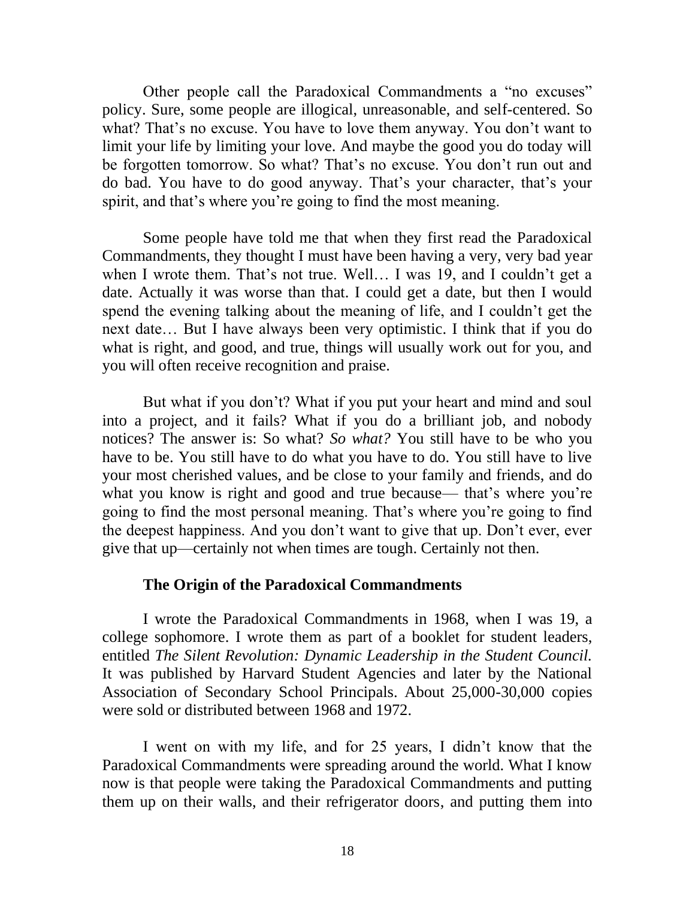Other people call the Paradoxical Commandments a "no excuses" policy. Sure, some people are illogical, unreasonable, and self-centered. So what? That's no excuse. You have to love them anyway. You don't want to limit your life by limiting your love. And maybe the good you do today will be forgotten tomorrow. So what? That's no excuse. You don't run out and do bad. You have to do good anyway. That's your character, that's your spirit, and that's where you're going to find the most meaning.

Some people have told me that when they first read the Paradoxical Commandments, they thought I must have been having a very, very bad year when I wrote them. That's not true. Well… I was 19, and I couldn't get a date. Actually it was worse than that. I could get a date, but then I would spend the evening talking about the meaning of life, and I couldn't get the next date… But I have always been very optimistic. I think that if you do what is right, and good, and true, things will usually work out for you, and you will often receive recognition and praise.

But what if you don't? What if you put your heart and mind and soul into a project, and it fails? What if you do a brilliant job, and nobody notices? The answer is: So what? *So what?* You still have to be who you have to be. You still have to do what you have to do. You still have to live your most cherished values, and be close to your family and friends, and do what you know is right and good and true because— that's where you're going to find the most personal meaning. That's where you're going to find the deepest happiness. And you don't want to give that up. Don't ever, ever give that up—certainly not when times are tough. Certainly not then.

### The Origin of the Paradoxical Commandments

I wrote the Paradoxical Commandments in 1968, when I was 19, a college sophomore. I wrote them as part of a booklet for student leaders, entitled *The Silent Revolution: Dynamic Leadership in the Student Council.* It was published by Harvard Student Agencies and later by the National Association of Secondary School Principals. About 25,000-30,000 copies were sold or distributed between 1968 and 1972.

I went on with my life, and for 25 years, I didn't know that the Paradoxical Commandments were spreading around the world. What I know now is that people were taking the Paradoxical Commandments and putting them up on their walls, and their refrigerator doors, and putting them into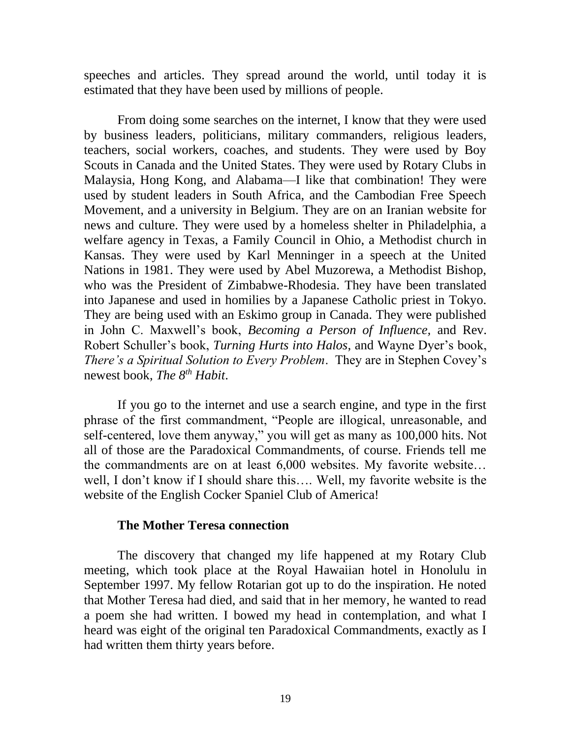speeches and articles. They spread around the world, until today it is estimated that they have been used by millions of people.

From doing some searches on the internet, I know that they were used by business leaders, politicians, military commanders, religious leaders, teachers, social workers, coaches, and students. They were used by Boy Scouts in Canada and the United States. They were used by Rotary Clubs in Malaysia, Hong Kong, and Alabama—I like that combination! They were used by student leaders in South Africa, and the Cambodian Free Speech Movement, and a university in Belgium. They are on an Iranian website for news and culture. They were used by a homeless shelter in Philadelphia, a welfare agency in Texas, a Family Council in Ohio, a Methodist church in Kansas. They were used by Karl Menninger in a speech at the United Nations in 1981. They were used by Abel Muzorewa, a Methodist Bishop, who was the President of Zimbabwe-Rhodesia. They have been translated into Japanese and used in homilies by a Japanese Catholic priest in Tokyo. They are being used with an Eskimo group in Canada. They were published in John C. Maxwell's book, *Becoming a Person of Influence,* and Rev. Robert Schuller's book, *Turning Hurts into Halos*, and Wayne Dyer's book, *There's a Spiritual Solution to Every Problem*. They are in Stephen Covey's newest book, *The 8th Habit*.

If you go to the internet and use a search engine, and type in the first phrase of the first commandment, "People are illogical, unreasonable, and self-centered, love them anyway," you will get as many as 100,000 hits. Not all of those are the Paradoxical Commandments, of course. Friends tell me the commandments are on at least 6,000 websites. My favorite website… well, I don't know if I should share this…. Well, my favorite website is the website of the English Cocker Spaniel Club of America!

### The Mother Teresa connection

The discovery that changed my life happened at my Rotary Club meeting, which took place at the Royal Hawaiian hotel in Honolulu in September 1997. My fellow Rotarian got up to do the inspiration. He noted that Mother Teresa had died, and said that in her memory, he wanted to read a poem she had written. I bowed my head in contemplation, and what I heard was eight of the original ten Paradoxical Commandments, exactly as I had written them thirty years before.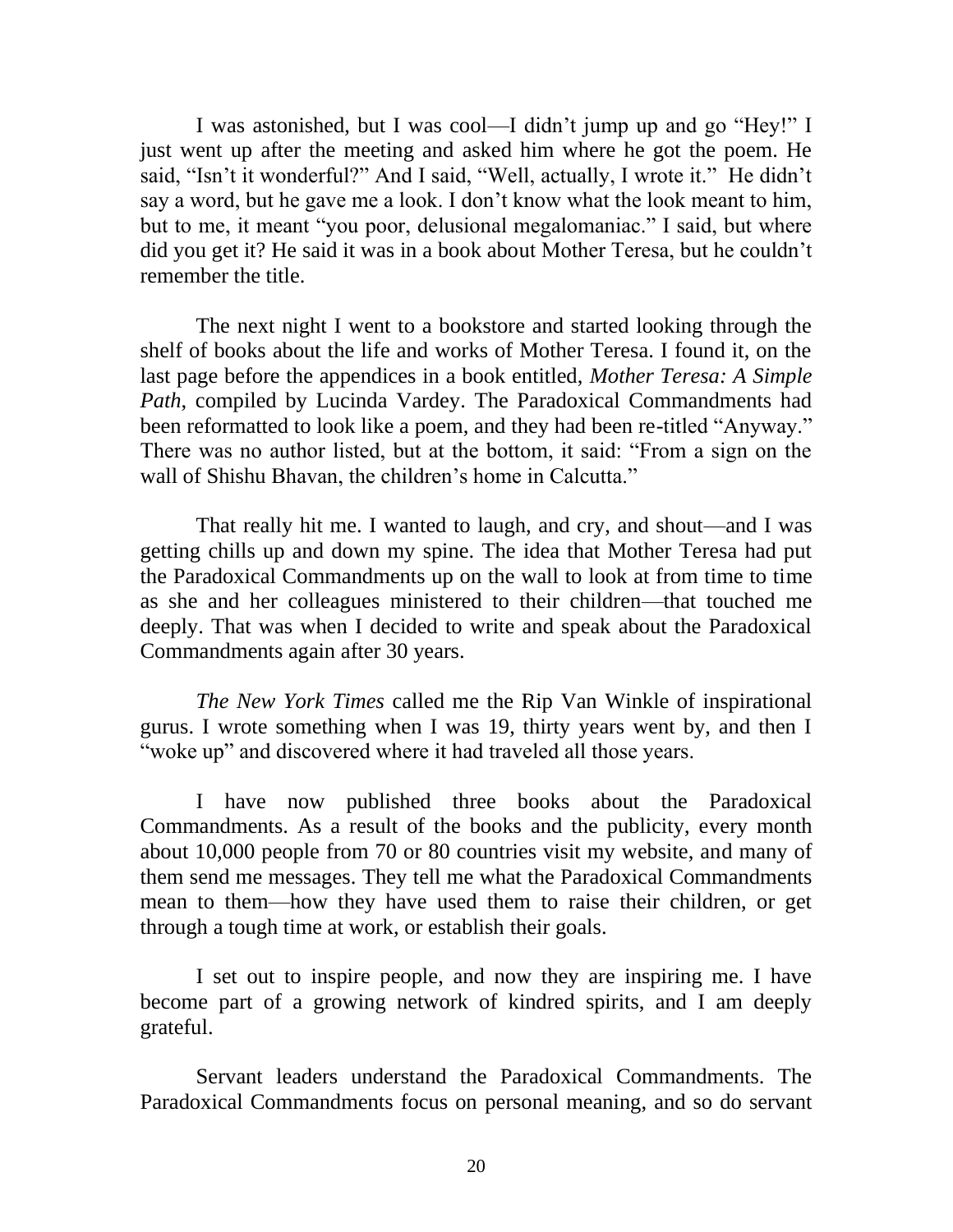I was astonished, but I was cool—I didn't jump up and go "Hey!" I just went up after the meeting and asked him where he got the poem. He said, "Isn't it wonderful?" And I said, "Well, actually, I wrote it." He didn't say a word, but he gave me a look. I don't know what the look meant to him, but to me, it meant "you poor, delusional megalomaniac." I said, but where did you get it? He said it was in a book about Mother Teresa, but he couldn't remember the title.

The next night I went to a bookstore and started looking through the shelf of books about the life and works of Mother Teresa. I found it, on the last page before the appendices in a book entitled, *Mother Teresa: A Simple Path*, compiled by Lucinda Vardey. The Paradoxical Commandments had been reformatted to look like a poem, and they had been re-titled "Anyway." There was no author listed, but at the bottom, it said: "From a sign on the wall of Shishu Bhavan, the children's home in Calcutta."

That really hit me. I wanted to laugh, and cry, and shout—and I was getting chills up and down my spine. The idea that Mother Teresa had put the Paradoxical Commandments up on the wall to look at from time to time as she and her colleagues ministered to their children—that touched me deeply. That was when I decided to write and speak about the Paradoxical Commandments again after 30 years.

*The New York Times* called me the Rip Van Winkle of inspirational gurus. I wrote something when I was 19, thirty years went by, and then I "woke up" and discovered where it had traveled all those years.

I have now published three books about the Paradoxical Commandments. As a result of the books and the publicity, every month about 10,000 people from 70 or 80 countries visit my website, and many of them send me messages. They tell me what the Paradoxical Commandments mean to them—how they have used them to raise their children, or get through a tough time at work, or establish their goals.

I set out to inspire people, and now they are inspiring me. I have become part of a growing network of kindred spirits, and I am deeply grateful.

Servant leaders understand the Paradoxical Commandments. The Paradoxical Commandments focus on personal meaning, and so do servant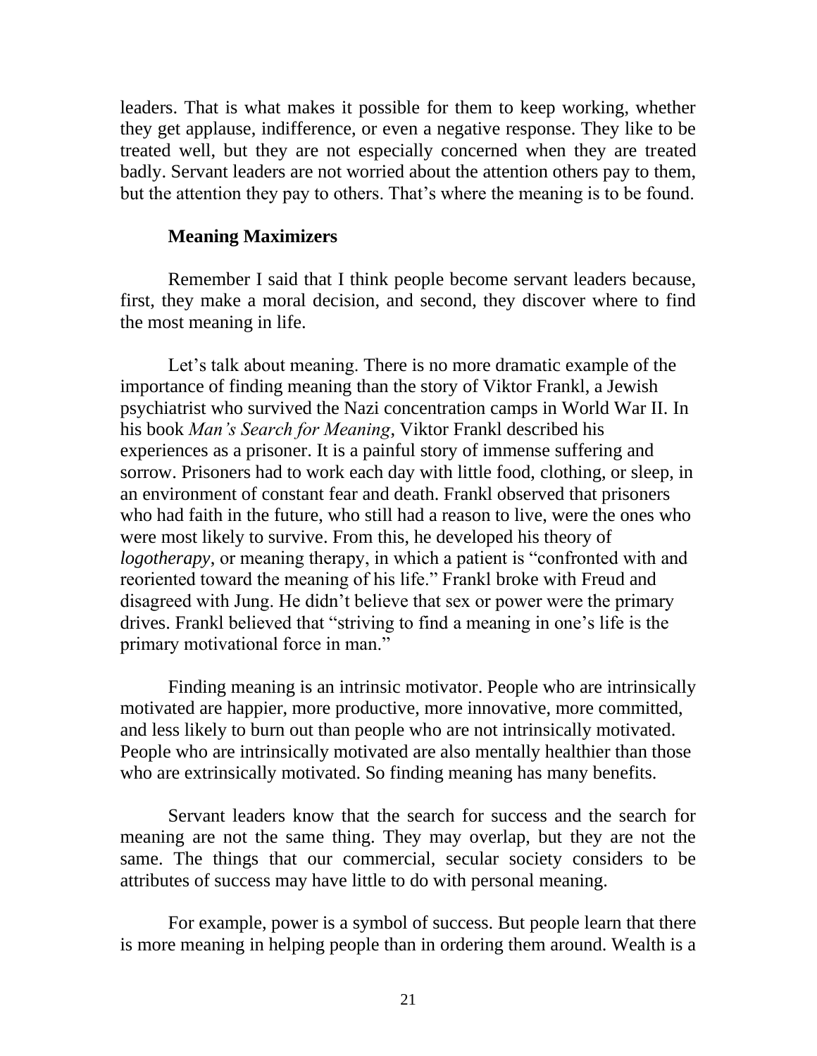leaders. That is what makes it possible for them to keep working, whether they get applause, indifference, or even a negative response. They like to be treated well, but they are not especially concerned when they are treated badly. Servant leaders are not worried about the attention others pay to them, but the attention they pay to others. That's where the meaning is to be found.

**Meaning Maximizers**

Remember I said that I think people become servant leaders because, first, they make a moral decision, and second, they discover where to find the most meaning in life.

Let's talk about meaning. There is no more dramatic example of the importance of finding meaning than the story of Viktor Frankl, a Jewish psychiatrist who survived the Nazi concentration camps in World War II. In his book *Man's Search for Meaning*, Viktor Frankl described his experiences as a prisoner. It is a painful story of immense suffering and sorrow. Prisoners had to work each day with little food, clothing, or sleep, in an environment of constant fear and death. Frankl observed that prisoners who had faith in the future, who still had a reason to live, were the ones who were most likely to survive. From this, he developed his theory of *logotherapy*, or meaning therapy, in which a patient is "confronted with and reoriented toward the meaning of his life." Frankl broke with Freud and disagreed with Jung. He didn't believe that sex or power were the primary drives. Frankl believed that "striving to find a meaning in one's life is the primary motivational force in man."

Finding meaning is an intrinsic motivator. People who are intrinsically motivated are happier, more productive, more innovative, more committed, and less likely to burn out than people who are not intrinsically motivated. People who are intrinsically motivated are also mentally healthier than those who are extrinsically motivated. So finding meaning has many benefits.

Servant leaders know that the search for success and the search for meaning are not the same thing. They may overlap, but they are not the same. The things that our commercial, secular society considers to be attributes of success may have little to do with personal meaning.

For example, power is a symbol of success. But people learn that there is more meaning in helping people than in ordering them around. Wealth is a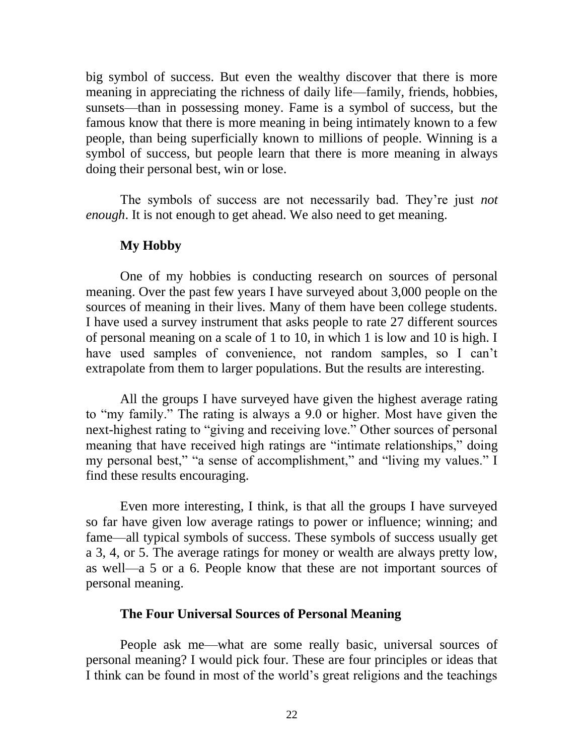big symbol of success. But even the wealthy discover that there is more meaning in appreciating the richness of daily life—family, friends, hobbies, sunsets—than in possessing money. Fame is a symbol of success, but the famous know that there is more meaning in being intimately known to a few people, than being superficially known to millions of people. Winning is a symbol of success, but people learn that there is more meaning in always doing their personal best, win or lose.

The symbols of success are not necessarily bad. They're just *not enough*. It is not enough to get ahead. We also need to get meaning.

### My Hobby

One of my hobbies is conducting research on sources of personal meaning. Over the past few years I have surveyed about 3,000 people on the sources of meaning in their lives. Many of them have been college students. I have used a survey instrument that asks people to rate 27 different sources of personal meaning on a scale of 1 to 10, in which 1 is low and 10 is high. I have used samples of convenience, not random samples, so I can't extrapolate from them to larger populations. But the results are interesting.

All the groups I have surveyed have given the highest average rating to "my family." The rating is always a 9.0 or higher. Most have given the next-highest rating to "giving and receiving love." Other sources of personal meaning that have received high ratings are "intimate relationships," doing my personal best," "a sense of accomplishment," and "living my values." I find these results encouraging.

Even more interesting, I think, is that all the groups I have surveyed so far have given low average ratings to power or influence; winning; and fame—all typical symbols of success. These symbols of success usually get a 3, 4, or 5. The average ratings for money or wealth are always pretty low, as well—a 5 or a 6. People know that these are not important sources of personal meaning.

### The Four Universal Sources of Personal Meaning

People ask me—what are some really basic, universal sources of personal meaning? I would pick four. These are four principles or ideas that I think can be found in most of the world's great religions and the teachings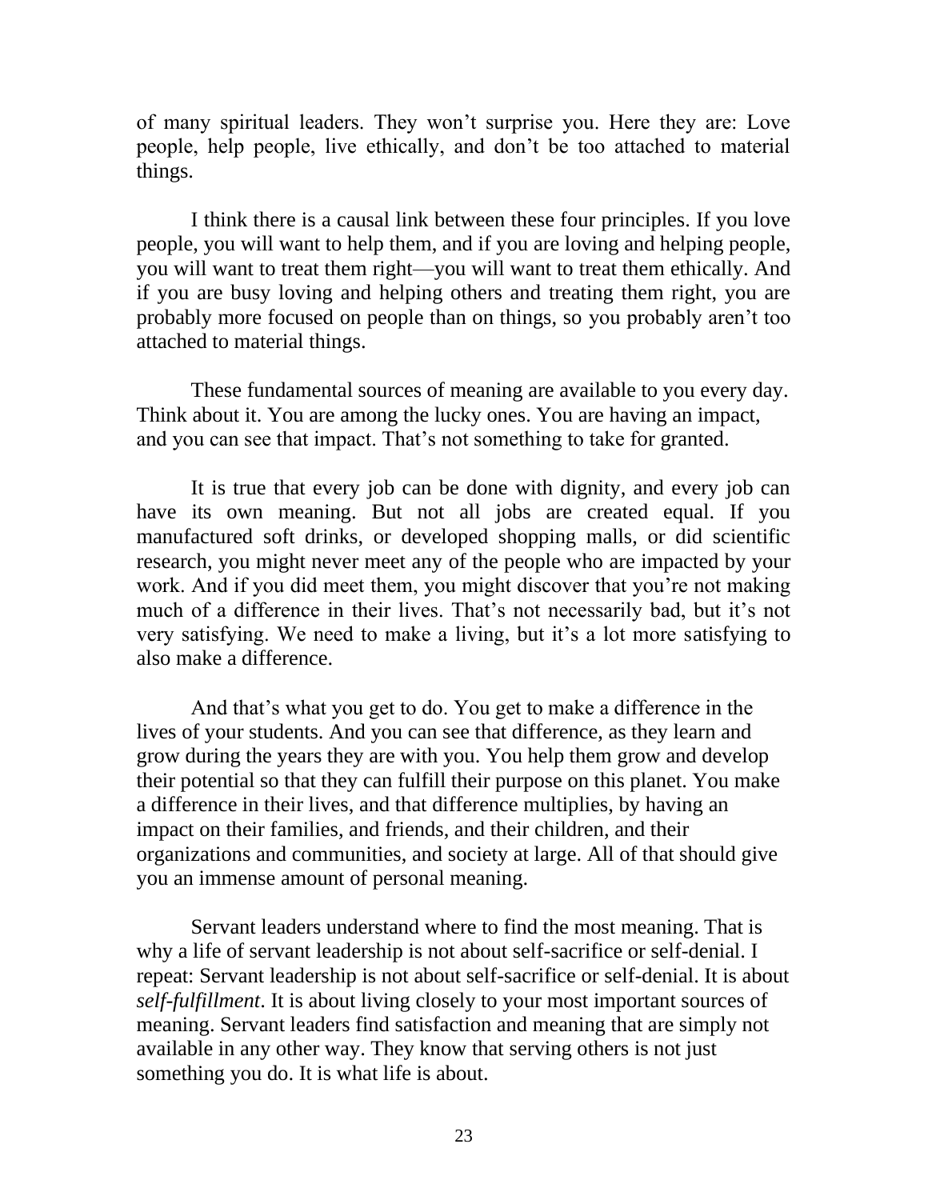of many spiritual leaders. They won't surprise you. Here they are: Love people, help people, live ethically, and don't be too attached to material things.

I think there is a causal link between these four principles. If you love people, you will want to help them, and if you are loving and helping people, you will want to treat them right—you will want to treat them ethically. And if you are busy loving and helping others and treating them right, you are probably more focused on people than on things, so you probably aren't too attached to material things.

These fundamental sources of meaning are available to you every day. Think about it. You are among the lucky ones. You are having an impact, and you can see that impact. That's not something to take for granted.

It is true that every job can be done with dignity, and every job can have its own meaning. But not all jobs are created equal. If you manufactured soft drinks, or developed shopping malls, or did scientific research, you might never meet any of the people who are impacted by your work. And if you did meet them, you might discover that you're not making much of a difference in their lives. That's not necessarily bad, but it's not very satisfying. We need to make a living, but it's a lot more satisfying to also make a difference.

And that's what you get to do. You get to make a difference in the lives of your students. And you can see that difference, as they learn and grow during the years they are with you. You help them grow and develop their potential so that they can fulfill their purpose on this planet. You make a difference in their lives, and that difference multiplies, by having an impact on their families, and friends, and their children, and their organizations and communities, and society at large. All of that should give you an immense amount of personal meaning.

Servant leaders understand where to find the most meaning. That is why a life of servant leadership is not about self-sacrifice or self-denial. I repeat: Servant leadership is not about self-sacrifice or self-denial. It is about *self-fulfillment*. It is about living closely to your most important sources of meaning. Servant leaders find satisfaction and meaning that are simply not available in any other way. They know that serving others is not just something you do. It is what life is about.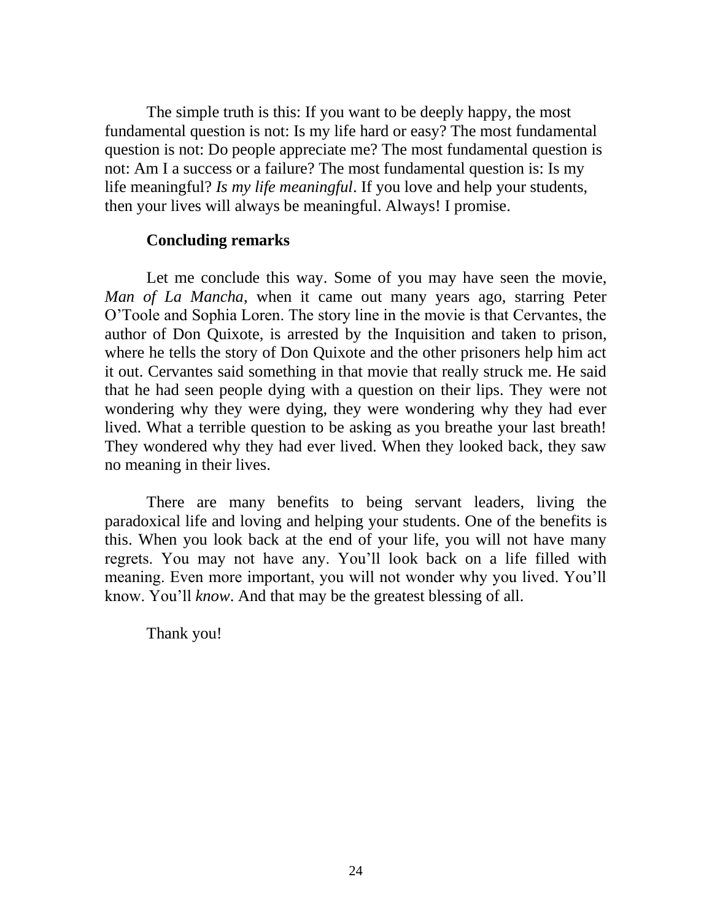The simple truth is this: If you want to be deeply happy, the most fundamental question is not: Is my life hard or easy? The most fundamental question is not: Do people appreciate me? The most fundamental question is not: Am I a success or a failure? The most fundamental question is: Is my life meaningful? *Is my life meaningful*. If you love and help your students, then your lives will always be meaningful. Always! I promise.

### Concluding remarks

Let me conclude this way. Some of you may have seen the movie, *Man of La Mancha*, when it came out many years ago, starring Peter O'Toole and Sophia Loren. The story line in the movie is that Cervantes, the author of Don Quixote, is arrested by the Inquisition and taken to prison, where he tells the story of Don Quixote and the other prisoners help him act it out. Cervantes said something in that movie that really struck me. He said that he had seen people dying with a question on their lips. They were not wondering why they were dying, they were wondering why they had ever lived. What a terrible question to be asking as you breathe your last breath! They wondered why they had ever lived. When they looked back, they saw no meaning in their lives.

There are many benefits to being servant leaders, living the paradoxical life and loving and helping your students. One of the benefits is this. When you look back at the end of your life, you will not have many regrets. You may not have any. You'll look back on a life filled with meaning. Even more important, you will not wonder why you lived. You'll know. You'll *know*. And that may be the greatest blessing of all.

Thank you!